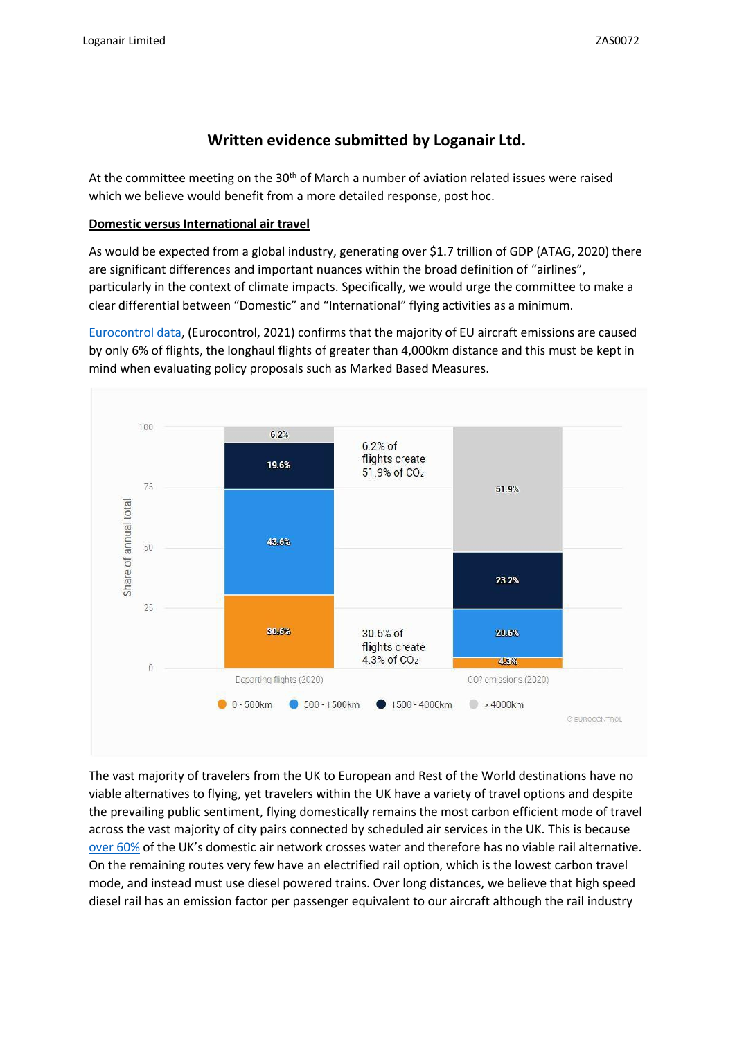## Written evidence submitted by Loganair Ltd.

At the committee meeting on the 30th of March a number of aviation related issues were raised which we believe would benefit from a more detailed response, post hoc.

**Domestic versus International air travel**

As would be expected from a global industry, generating over $1.7 trillion of GDP (ATAG, 2020) there are significant differences and important nuances within the broad definition of "airlines", particularly in the context of climate impacts. Specifically, we would urge the committee to make a clear differential between "Domestic" and "International" flying activities as a minimum.

Eurocontrol data, (Eurocontrol, 2021) confirms that the majority of EU aircraft emissions are caused by only 6% of flights, the longhaul flights of greater than 4,000km distance and this must be kept in mind when evaluating policy proposals such as Marked Based Measures.

| Distance | Departing flights (2020) | CO2 emissions (2020) |
|---|---|---|
| 0 - 500km | 30.6% | 4.3% |
| 500 - 1500km | 43.6% | 20.6% |
| 1500 - 4000km | 19.6% | 23.2% |
| > 4000km | 6.2% | 51.9% |

6.2% of flights create 51.9% of $CO_2$

30.6% of flights create 4.3% of $CO_2$

© EUROCONTROL

The vast majority of travelers from the UK to European and Rest of the World destinations have no viable alternatives to flying, yet travelers within the UK have a variety of travel options and despite the prevailing public sentiment, flying domestically remains the most carbon efficient mode of travel across the vast majority of city pairs connected by scheduled air services in the UK. This is because over 60% of the UK's domestic air network crosses water and therefore has no viable rail alternative. On the remaining routes very few have an electrified rail option, which is the lowest carbon travel mode, and instead must use diesel powered trains. Over long distances, we believe that high speed diesel rail has an emission factor per passenger equivalent to our aircraft although the rail industry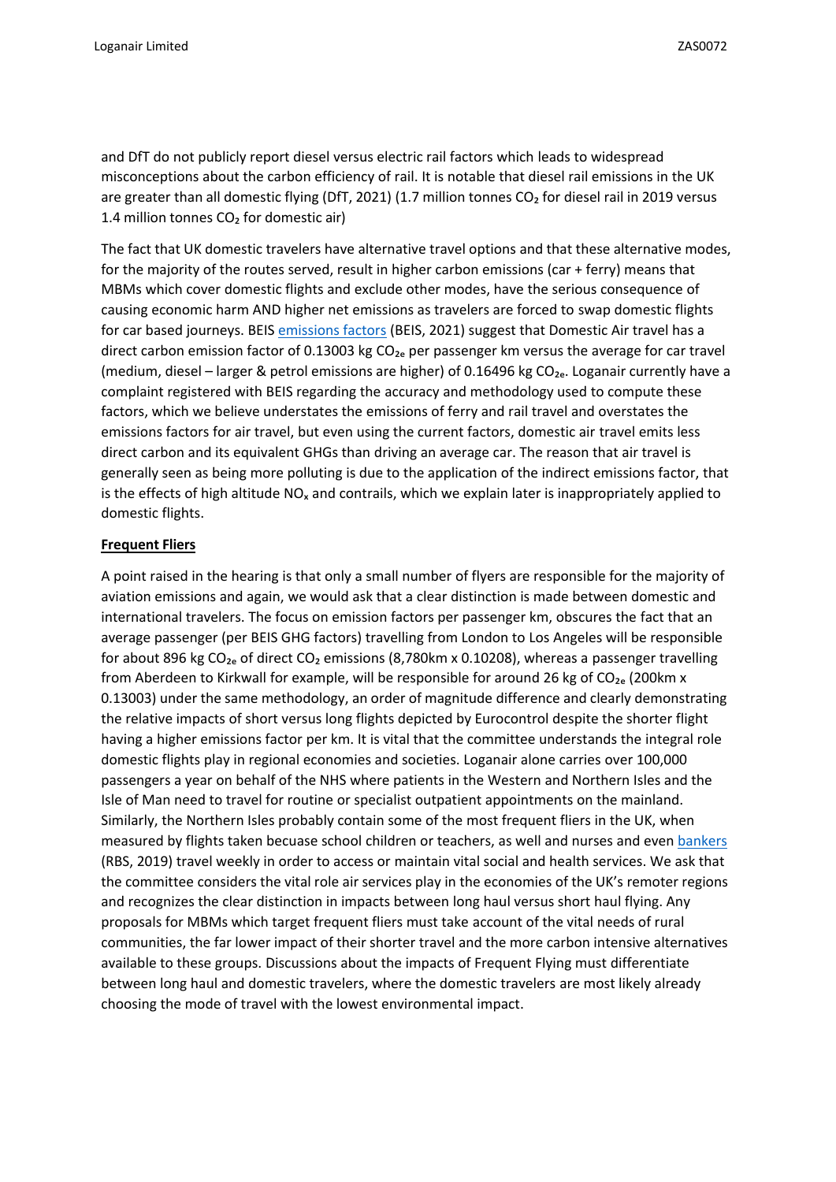and DfT do not publicly report diesel versus electric rail factors which leads to widespread misconceptions about the carbon efficiency of rail. It is notable that diesel rail emissions in the UK are greater than all domestic flying (DfT, 2021) (1.7 million tonnes $CO_2$ for diesel rail in 2019 versus 1.4 million tonnes $CO_2$ for domestic air)

The fact that UK domestic travelers have alternative travel options and that these alternative modes, for the majority of the routes served, result in higher carbon emissions (car + ferry) means that MBMs which cover domestic flights and exclude other modes, have the serious consequence of causing economic harm AND higher net emissions as travelers are forced to swap domestic flights for car based journeys. BEIS emissions factors (BEIS, 2021) suggest that Domestic Air travel has a direct carbon emission factor of 0.13003 kg $CO_{2e}$ per passenger km versus the average for car travel (medium, diesel – larger & petrol emissions are higher) of 0.16496 kg $CO_{2e}$. Loganair currently have a complaint registered with BEIS regarding the accuracy and methodology used to compute these factors, which we believe understates the emissions of ferry and rail travel and overstates the emissions factors for air travel, but even using the current factors, domestic air travel emits less direct carbon and its equivalent GHGs than driving an average car. The reason that air travel is generally seen as being more polluting is due to the application of the indirect emissions factor, that is the effects of high altitude $NO_x$ and contrails, which we explain later is inappropriately applied to domestic flights.

**Frequent Fliers**

A point raised in the hearing is that only a small number of flyers are responsible for the majority of aviation emissions and again, we would ask that a clear distinction is made between domestic and international travelers. The focus on emission factors per passenger km, obscures the fact that an average passenger (per BEIS GHG factors) travelling from London to Los Angeles will be responsible for about 896 kg $CO_{2e}$ of direct $CO_2$ emissions (8,780km x 0.10208), whereas a passenger travelling from Aberdeen to Kirkwall for example, will be responsible for around 26 kg of $CO_{2e}$ (200km x 0.13003) under the same methodology, an order of magnitude difference and clearly demonstrating the relative impacts of short versus long flights depicted by Eurocontrol despite the shorter flight having a higher emissions factor per km. It is vital that the committee understands the integral role domestic flights play in regional economies and societies. Loganair alone carries over 100,000 passengers a year on behalf of the NHS where patients in the Western and Northern Isles and the Isle of Man need to travel for routine or specialist outpatient appointments on the mainland. Similarly, the Northern Isles probably contain some of the most frequent fliers in the UK, when measured by flights taken becuase school children or teachers, as well and nurses and even bankers (RBS, 2019) travel weekly in order to access or maintain vital social and health services. We ask that the committee considers the vital role air services play in the economies of the UK's remoter regions and recognizes the clear distinction in impacts between long haul versus short haul flying. Any proposals for MBMs which target frequent fliers must take account of the vital needs of rural communities, the far lower impact of their shorter travel and the more carbon intensive alternatives available to these groups. Discussions about the impacts of Frequent Flying must differentiate between long haul and domestic travelers, where the domestic travelers are most likely already choosing the mode of travel with the lowest environmental impact.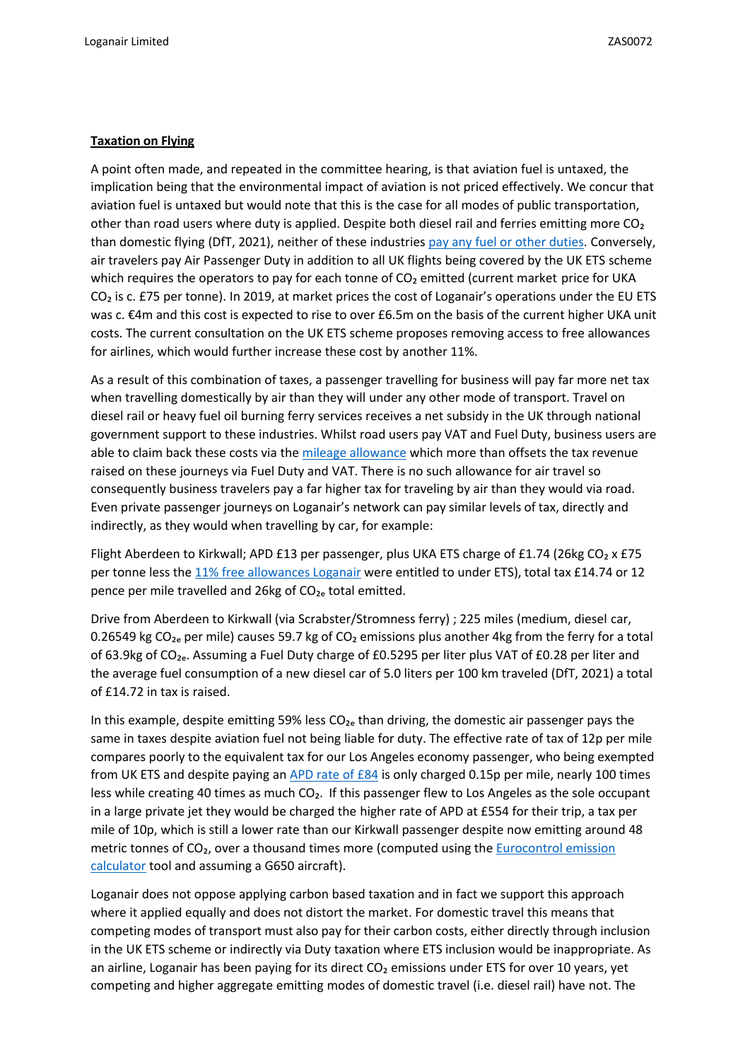**Taxation on Flying**

A point often made, and repeated in the committee hearing, is that aviation fuel is untaxed, the implication being that the environmental impact of aviation is not priced effectively. We concur that aviation fuel is untaxed but would note that this is the case for all modes of public transportation, other than road users where duty is applied. Despite both diesel rail and ferries emitting more $CO_2$ than domestic flying (DfT, 2021), neither of these industries pay any fuel or other duties. Conversely, air travelers pay Air Passenger Duty in addition to all UK flights being covered by the UK ETS scheme which requires the operators to pay for each tonne of $CO_2$ emitted (current market price for UKA $CO_2$ is c. £75 per tonne). In 2019, at market prices the cost of Loganair's operations under the EU ETS was c. €4m and this cost is expected to rise to over £6.5m on the basis of the current higher UKA unit costs. The current consultation on the UK ETS scheme proposes removing access to free allowances for airlines, which would further increase these cost by another 11%.

As a result of this combination of taxes, a passenger travelling for business will pay far more net tax when travelling domestically by air than they will under any other mode of transport. Travel on diesel rail or heavy fuel oil burning ferry services receives a net subsidy in the UK through national government support to these industries. Whilst road users pay VAT and Fuel Duty, business users are able to claim back these costs via the mileage allowance which more than offsets the tax revenue raised on these journeys via Fuel Duty and VAT. There is no such allowance for air travel so consequently business travelers pay a far higher tax for traveling by air than they would via road. Even private passenger journeys on Loganair's network can pay similar levels of tax, directly and indirectly, as they would when travelling by car, for example:

Flight Aberdeen to Kirkwall; APD £13 per passenger, plus UKA ETS charge of £1.74 (26kg $CO_2$ x £75 per tonne less the 11% free allowances Loganair were entitled to under ETS), total tax £14.74 or 12 pence per mile travelled and 26kg of $CO_{2e}$ total emitted.

Drive from Aberdeen to Kirkwall (via Scrabster/Stromness ferry) ; 225 miles (medium, diesel car, 0.26549 kg $CO_{2e}$ per mile) causes 59.7 kg of $CO_2$ emissions plus another 4kg from the ferry for a total of 63.9kg of $CO_{2e}$. Assuming a Fuel Duty charge of £0.5295 per liter plus VAT of £0.28 per liter and the average fuel consumption of a new diesel car of 5.0 liters per 100 km traveled (DfT, 2021) a total of £14.72 in tax is raised.

In this example, despite emitting 59% less $CO_{2e}$ than driving, the domestic air passenger pays the same in taxes despite aviation fuel not being liable for duty. The effective rate of tax of 12p per mile compares poorly to the equivalent tax for our Los Angeles economy passenger, who being exempted from UK ETS and despite paying an APD rate of £84 is only charged 0.15p per mile, nearly 100 times less while creating 40 times as much $CO_2$. If this passenger flew to Los Angeles as the sole occupant in a large private jet they would be charged the higher rate of APD at £554 for their trip, a tax per mile of 10p, which is still a lower rate than our Kirkwall passenger despite now emitting around 48 metric tonnes of $CO_2$, over a thousand times more (computed using the Eurocontrol emission calculator tool and assuming a G650 aircraft).

Loganair does not oppose applying carbon based taxation and in fact we support this approach where it applied equally and does not distort the market. For domestic travel this means that competing modes of transport must also pay for their carbon costs, either directly through inclusion in the UK ETS scheme or indirectly via Duty taxation where ETS inclusion would be inappropriate. As an airline, Loganair has been paying for its direct $CO_2$ emissions under ETS for over 10 years, yet competing and higher aggregate emitting modes of domestic travel (i.e. diesel rail) have not. The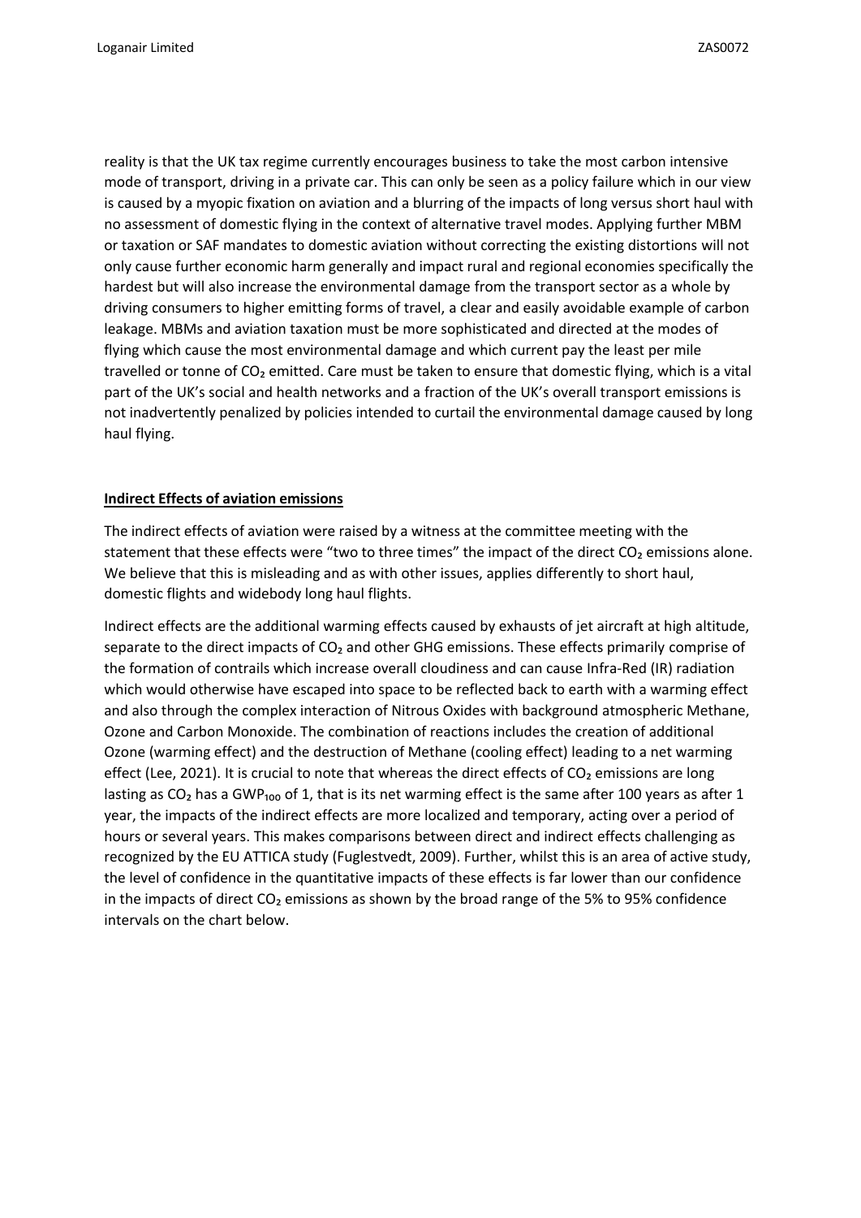reality is that the UK tax regime currently encourages business to take the most carbon intensive mode of transport, driving in a private car. This can only be seen as a policy failure which in our view is caused by a myopic fixation on aviation and a blurring of the impacts of long versus short haul with no assessment of domestic flying in the context of alternative travel modes. Applying further MBM or taxation or SAF mandates to domestic aviation without correcting the existing distortions will not only cause further economic harm generally and impact rural and regional economies specifically the hardest but will also increase the environmental damage from the transport sector as a whole by driving consumers to higher emitting forms of travel, a clear and easily avoidable example of carbon leakage. MBMs and aviation taxation must be more sophisticated and directed at the modes of flying which cause the most environmental damage and which current pay the least per mile travelled or tonne of $CO_2$ emitted. Care must be taken to ensure that domestic flying, which is a vital part of the UK's social and health networks and a fraction of the UK's overall transport emissions is not inadvertently penalized by policies intended to curtail the environmental damage caused by long haul flying.

**Indirect Effects of aviation emissions**

The indirect effects of aviation were raised by a witness at the committee meeting with the statement that these effects were "two to three times" the impact of the direct $CO_2$ emissions alone. We believe that this is misleading and as with other issues, applies differently to short haul, domestic flights and widebody long haul flights.

Indirect effects are the additional warming effects caused by exhausts of jet aircraft at high altitude, separate to the direct impacts of $CO_2$ and other GHG emissions. These effects primarily comprise of the formation of contrails which increase overall cloudiness and can cause Infra-Red (IR) radiation which would otherwise have escaped into space to be reflected back to earth with a warming effect and also through the complex interaction of Nitrous Oxides with background atmospheric Methane, Ozone and Carbon Monoxide. The combination of reactions includes the creation of additional Ozone (warming effect) and the destruction of Methane (cooling effect) leading to a net warming effect (Lee, 2021). It is crucial to note that whereas the direct effects of $CO_2$ emissions are long lasting as $CO_2$ has a $GWP_{100}$ of 1, that is its net warming effect is the same after 100 years as after 1 year, the impacts of the indirect effects are more localized and temporary, acting over a period of hours or several years. This makes comparisons between direct and indirect effects challenging as recognized by the EU ATTICA study (Fuglestvedt, 2009). Further, whilst this is an area of active study, the level of confidence in the quantitative impacts of these effects is far lower than our confidence in the impacts of direct $CO_2$ emissions as shown by the broad range of the 5% to 95% confidence intervals on the chart below.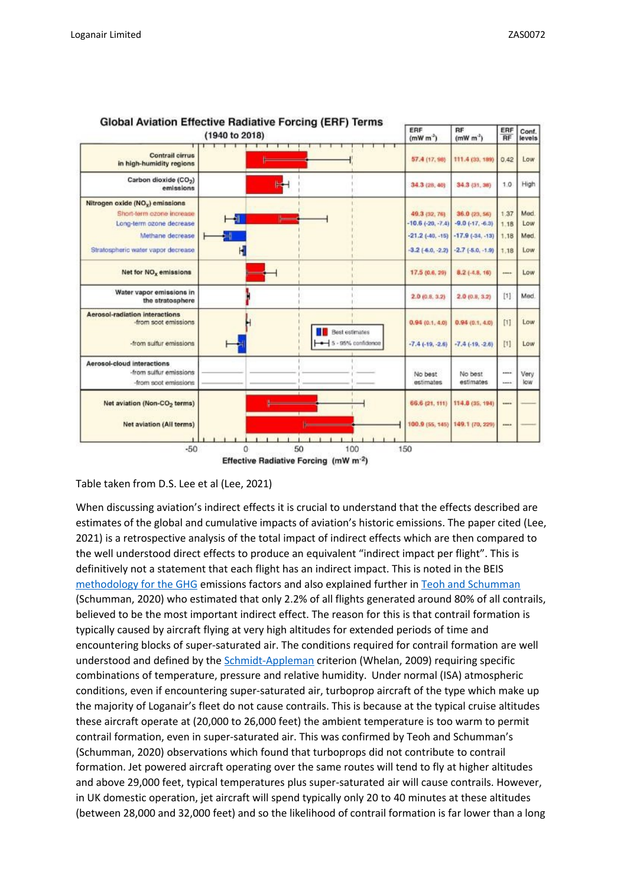**Global Aviation Effective Radiative Forcing (ERF) Terms (1940 to 2018)**

| | ERF (mW m$^{-2}$) | RF (mW m$^{-2}$) | ERF/RF | Conf. levels |
|---|---|---|---|---|
| Contrail cirrus in high-humidity regions | 57.4 (17, 98) | 111.4 (33, 189) | 0.42 | Low |
| Carbon dioxide ($CO_2$) emissions | 34.3 (28, 40) | 34.3 (31, 38) | 1.0 | High |
| Nitrogen oxide ($NO_x$) emissions | | | | |
| Short-term ozone increase | 49.3 (32, 76) | 36.0 (23, 56) | 1.37 | Med. |
| Long-term ozone decrease | -10.6 (-20, -7.4) | -9.0 (-17, -6.3) | 1.18 | Low |
| Methane decrease | -21.2 (-40, -15) | -17.9 (-34, -13) | 1.18 | Med. |
| Stratospheric water vapor decrease | -3.2 (-6.0, -2.2) | -2.7 (-5.0, -1.9) | 1.18 | Low |
| Net for $NO_x$ emissions | 17.5 (0.6, 29) | 8.2 (-4.8, 16) | ---- | Low |
| Water vapor emissions in the stratosphere | 2.0 (0.8, 3.2) | 2.0 (0.8, 3.2) | [1] | Med. |
| Aerosol-radiation interactions | | | | |
| -from soot emissions | 0.94 (0.1, 4.0) | 0.94 (0.1, 4.0) | [1] | Low |
| -from sulfur emissions | -7.4 (-19, -2.6) | -7.4 (-19, -2.6) | [1] | Low |
| Aerosol-cloud interactions | | | | |
| -from sulfur emissions | No best estimates | No best estimates | ---- | Very low |
| -from soot emissions | | | ---- | |
| Net aviation (Non-$CO_2$ terms) | 66.6 (21, 111) | 114.8 (35, 194) | ---- | ---- |
| Net aviation (All terms) | 100.9 (55, 145) | 149.1 (70, 229) | ---- | ---- |

Effective Radiative Forcing (mW m$^{-2}$)

Table taken from D.S. Lee et al (Lee, 2021)

When discussing aviation's indirect effects it is crucial to understand that the effects described are estimates of the global and cumulative impacts of aviation's historic emissions. The paper cited (Lee, 2021) is a retrospective analysis of the total impact of indirect effects which are then compared to the well understood direct effects to produce an equivalent "indirect impact per flight". This is definitively not a statement that each flight has an indirect impact. This is noted in the BEIS [methodology for the GHG] emissions factors and also explained further in [Teoh and Schumman] (Schumman, 2020) who estimated that only 2.2% of all flights generated around 80% of all contrails, believed to be the most important indirect effect. The reason for this is that contrail formation is typically caused by aircraft flying at very high altitudes for extended periods of time and encountering blocks of super-saturated air. The conditions required for contrail formation are well understood and defined by the [Schmidt-Appleman] criterion (Whelan, 2009) requiring specific combinations of temperature, pressure and relative humidity. Under normal (ISA) atmospheric conditions, even if encountering super-saturated air, turboprop aircraft of the type which make up the majority of Loganair's fleet do not cause contrails. This is because at the typical cruise altitudes these aircraft operate at (20,000 to 26,000 feet) the ambient temperature is too warm to permit contrail formation, even in super-saturated air. This was confirmed by Teoh and Schumman's (Schumman, 2020) observations which found that turboprops did not contribute to contrail formation. Jet powered aircraft operating over the same routes will tend to fly at higher altitudes and above 29,000 feet, typical temperatures plus super-saturated air will cause contrails. However, in UK domestic operation, jet aircraft will spend typically only 20 to 40 minutes at these altitudes (between 28,000 and 32,000 feet) and so the likelihood of contrail formation is far lower than a long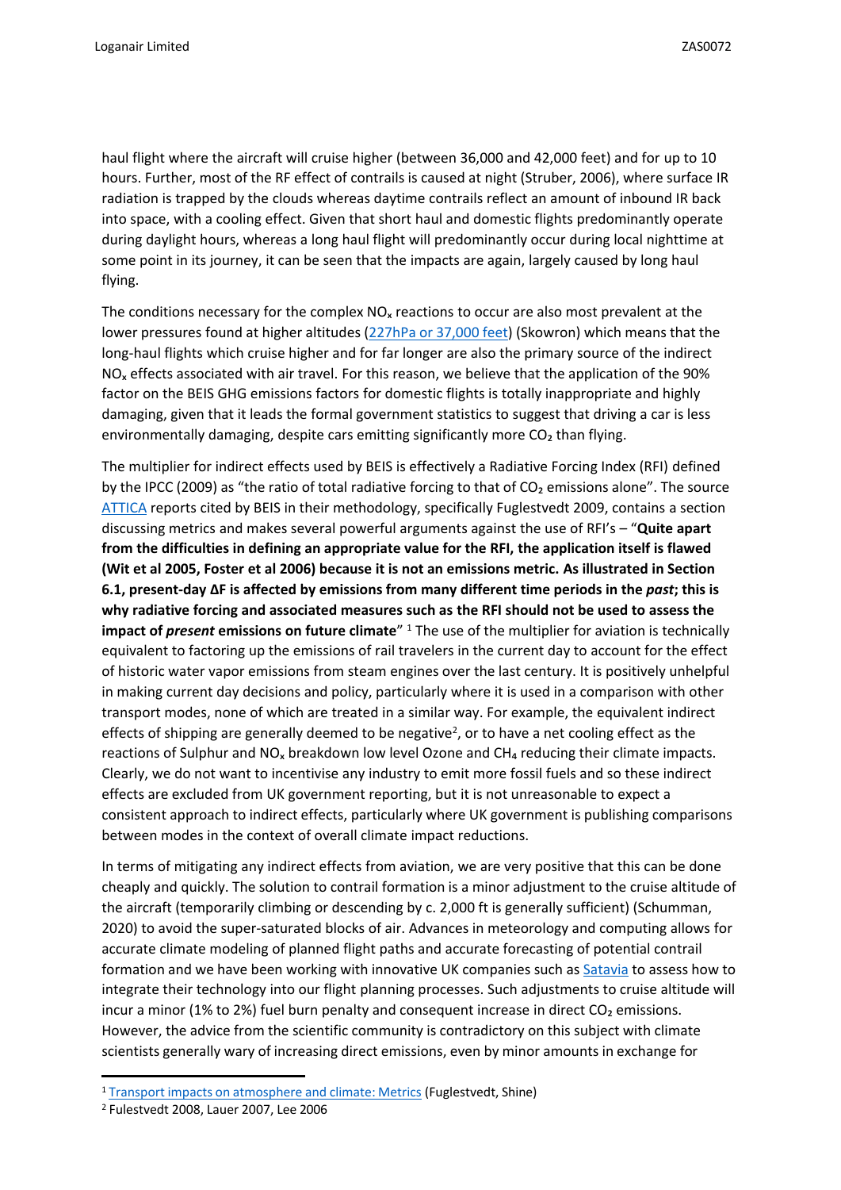haul flight where the aircraft will cruise higher (between 36,000 and 42,000 feet) and for up to 10 hours. Further, most of the RF effect of contrails is caused at night (Struber, 2006), where surface IR radiation is trapped by the clouds whereas daytime contrails reflect an amount of inbound IR back into space, with a cooling effect. Given that short haul and domestic flights predominantly operate during daylight hours, whereas a long haul flight will predominantly occur during local nighttime at some point in its journey, it can be seen that the impacts are again, largely caused by long haul flying.

The conditions necessary for the complex $NO_x$ reactions to occur are also most prevalent at the lower pressures found at higher altitudes ([227hPa or 37,000 feet]) (Skowron) which means that the long-haul flights which cruise higher and for far longer are also the primary source of the indirect $NO_x$ effects associated with air travel. For this reason, we believe that the application of the 90% factor on the BEIS GHG emissions factors for domestic flights is totally inappropriate and highly damaging, given that it leads the formal government statistics to suggest that driving a car is less environmentally damaging, despite cars emitting significantly more $CO_2$ than flying.

The multiplier for indirect effects used by BEIS is effectively a Radiative Forcing Index (RFI) defined by the IPCC (2009) as "the ratio of total radiative forcing to that of $CO_2$ emissions alone". The source [ATTICA] reports cited by BEIS in their methodology, specifically Fuglestvedt 2009, contains a section discussing metrics and makes several powerful arguments against the use of RFI's – "**Quite apart from the difficulties in defining an appropriate value for the RFI, the application itself is flawed (Wit et al 2005, Foster et al 2006) because it is not an emissions metric. As illustrated in Section 6.1, present-day ΔF is affected by emissions from many different time periods in the *past*; this is why radiative forcing and associated measures such as the RFI should not be used to assess the impact of *present* emissions on future climate**" [1] The use of the multiplier for aviation is technically equivalent to factoring up the emissions of rail travelers in the current day to account for the effect of historic water vapor emissions from steam engines over the last century. It is positively unhelpful in making current day decisions and policy, particularly where it is used in a comparison with other transport modes, none of which are treated in a similar way. For example, the equivalent indirect effects of shipping are generally deemed to be negative[2], or to have a net cooling effect as the reactions of Sulphur and $NO_x$ breakdown low level Ozone and $CH_4$ reducing their climate impacts. Clearly, we do not want to incentivise any industry to emit more fossil fuels and so these indirect effects are excluded from UK government reporting, but it is not unreasonable to expect a consistent approach to indirect effects, particularly where UK government is publishing comparisons between modes in the context of overall climate impact reductions.

In terms of mitigating any indirect effects from aviation, we are very positive that this can be done cheaply and quickly. The solution to contrail formation is a minor adjustment to the cruise altitude of the aircraft (temporarily climbing or descending by c. 2,000 ft is generally sufficient) (Schumman, 2020) to avoid the super-saturated blocks of air. Advances in meteorology and computing allows for accurate climate modeling of planned flight paths and accurate forecasting of potential contrail formation and we have been working with innovative UK companies such as [Satavia] to assess how to integrate their technology into our flight planning processes. Such adjustments to cruise altitude will incur a minor (1% to 2%) fuel burn penalty and consequent increase in direct $CO_2$ emissions. However, the advice from the scientific community is contradictory on this subject with climate scientists generally wary of increasing direct emissions, even by minor amounts in exchange for

[1] [Transport impacts on atmosphere and climate: Metrics] (Fuglestvedt, Shine)

[2] Fulestvedt 2008, Lauer 2007, Lee 2006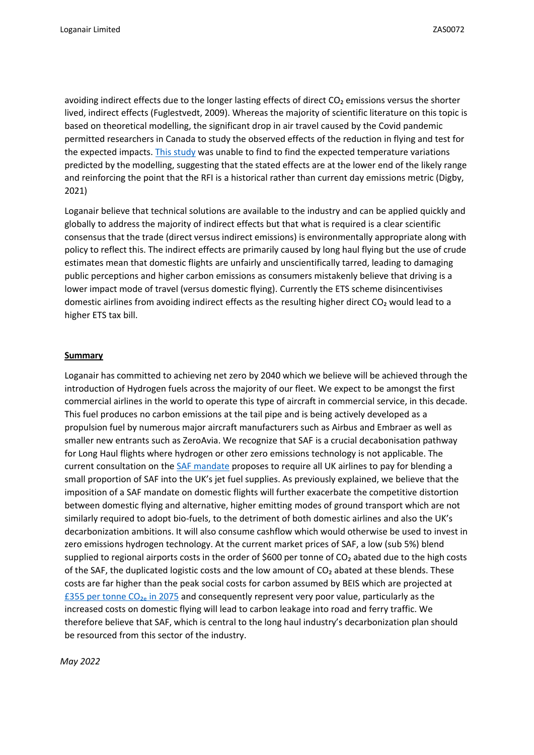avoiding indirect effects due to the longer lasting effects of direct $CO_2$ emissions versus the shorter lived, indirect effects (Fuglestvedt, 2009). Whereas the majority of scientific literature on this topic is based on theoretical modelling, the significant drop in air travel caused by the Covid pandemic permitted researchers in Canada to study the observed effects of the reduction in flying and test for the expected impacts. This study was unable to find to find the expected temperature variations predicted by the modelling, suggesting that the stated effects are at the lower end of the likely range and reinforcing the point that the RFI is a historical rather than current day emissions metric (Digby, 2021)

Loganair believe that technical solutions are available to the industry and can be applied quickly and globally to address the majority of indirect effects but that what is required is a clear scientific consensus that the trade (direct versus indirect emissions) is environmentally appropriate along with policy to reflect this. The indirect effects are primarily caused by long haul flying but the use of crude estimates mean that domestic flights are unfairly and unscientifically tarred, leading to damaging public perceptions and higher carbon emissions as consumers mistakenly believe that driving is a lower impact mode of travel (versus domestic flying). Currently the ETS scheme disincentivises domestic airlines from avoiding indirect effects as the resulting higher direct $CO_2$ would lead to a higher ETS tax bill.

## Summary

Loganair has committed to achieving net zero by 2040 which we believe will be achieved through the introduction of Hydrogen fuels across the majority of our fleet. We expect to be amongst the first commercial airlines in the world to operate this type of aircraft in commercial service, in this decade. This fuel produces no carbon emissions at the tail pipe and is being actively developed as a propulsion fuel by numerous major aircraft manufacturers such as Airbus and Embraer as well as smaller new entrants such as ZeroAvia. We recognize that SAF is a crucial decabonisation pathway for Long Haul flights where hydrogen or other zero emissions technology is not applicable. The current consultation on the SAF mandate proposes to require all UK airlines to pay for blending a small proportion of SAF into the UK's jet fuel supplies. As previously explained, we believe that the imposition of a SAF mandate on domestic flights will further exacerbate the competitive distortion between domestic flying and alternative, higher emitting modes of ground transport which are not similarly required to adopt bio-fuels, to the detriment of both domestic airlines and also the UK's decarbonization ambitions. It will also consume cashflow which would otherwise be used to invest in zero emissions hydrogen technology. At the current market prices of SAF, a low (sub 5%) blend supplied to regional airports costs in the order of \$600 per tonne of $CO_2$ abated due to the high costs of the SAF, the duplicated logistic costs and the low amount of $CO_2$ abated at these blends. These costs are far higher than the peak social costs for carbon assumed by BEIS which are projected at £355 per tonne $CO_{2e}$ in 2075 and consequently represent very poor value, particularly as the increased costs on domestic flying will lead to carbon leakage into road and ferry traffic. We therefore believe that SAF, which is central to the long haul industry's decarbonization plan should be resourced from this sector of the industry.

*May 2022*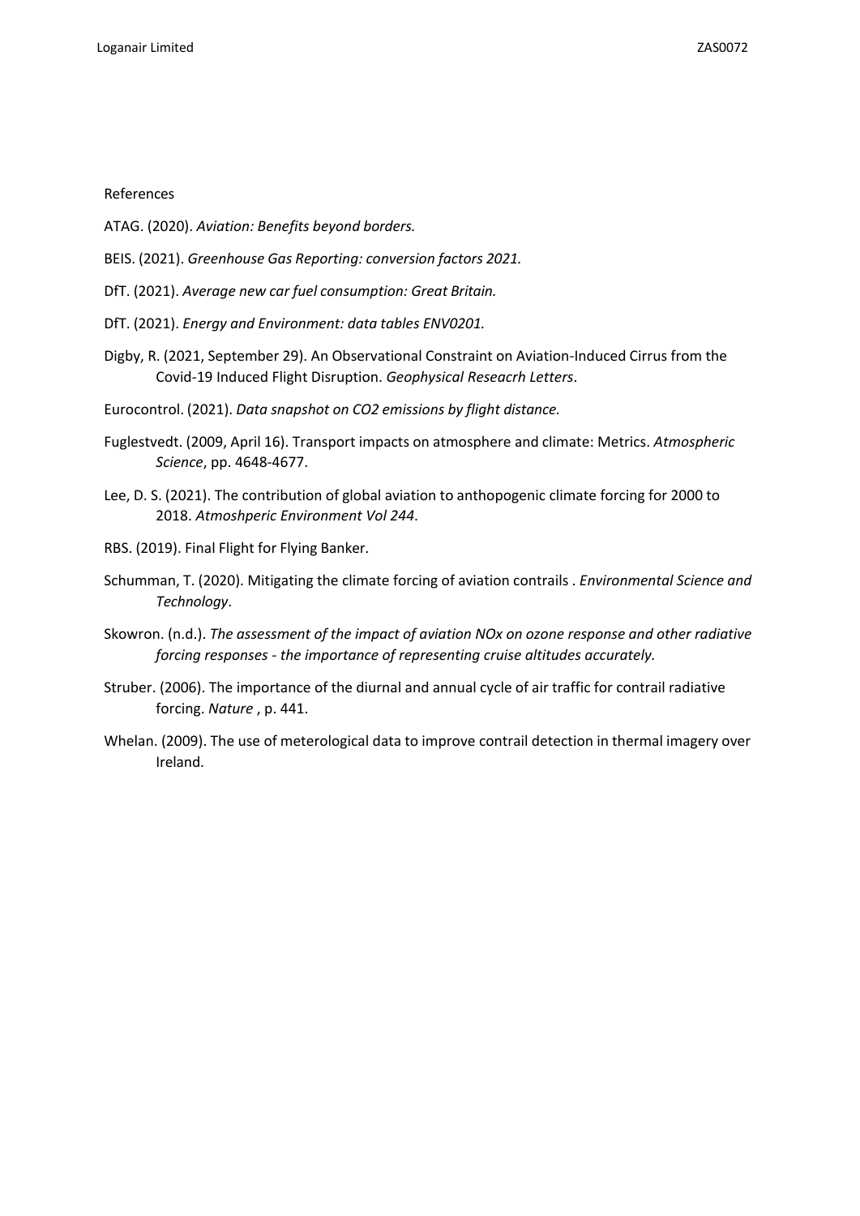References

ATAG. (2020). *Aviation: Benefits beyond borders.*

BEIS. (2021). *Greenhouse Gas Reporting: conversion factors 2021.*

DfT. (2021). *Average new car fuel consumption: Great Britain.*

DfT. (2021). *Energy and Environment: data tables ENV0201.*

Digby, R. (2021, September 29). An Observational Constraint on Aviation-Induced Cirrus from the Covid-19 Induced Flight Disruption. *Geophysical Reseacrh Letters*.

Eurocontrol. (2021). *Data snapshot on CO2 emissions by flight distance.*

Fuglestvedt. (2009, April 16). Transport impacts on atmosphere and climate: Metrics. *Atmospheric Science*, pp. 4648-4677.

Lee, D. S. (2021). The contribution of global aviation to anthopogenic climate forcing for 2000 to 2018. *Atmoshperic Environment Vol 244.*

RBS. (2019). Final Flight for Flying Banker.

Schumman, T. (2020). Mitigating the climate forcing of aviation contrails . *Environmental Science and Technology*.

Skowron. (n.d.). *The assessment of the impact of aviation NOx on ozone response and other radiative forcing responses - the importance of representing cruise altitudes accurately.*

Struber. (2006). The importance of the diurnal and annual cycle of air traffic for contrail radiative forcing. *Nature* , p. 441.

Whelan. (2009). The use of meterological data to improve contrail detection in thermal imagery over Ireland.